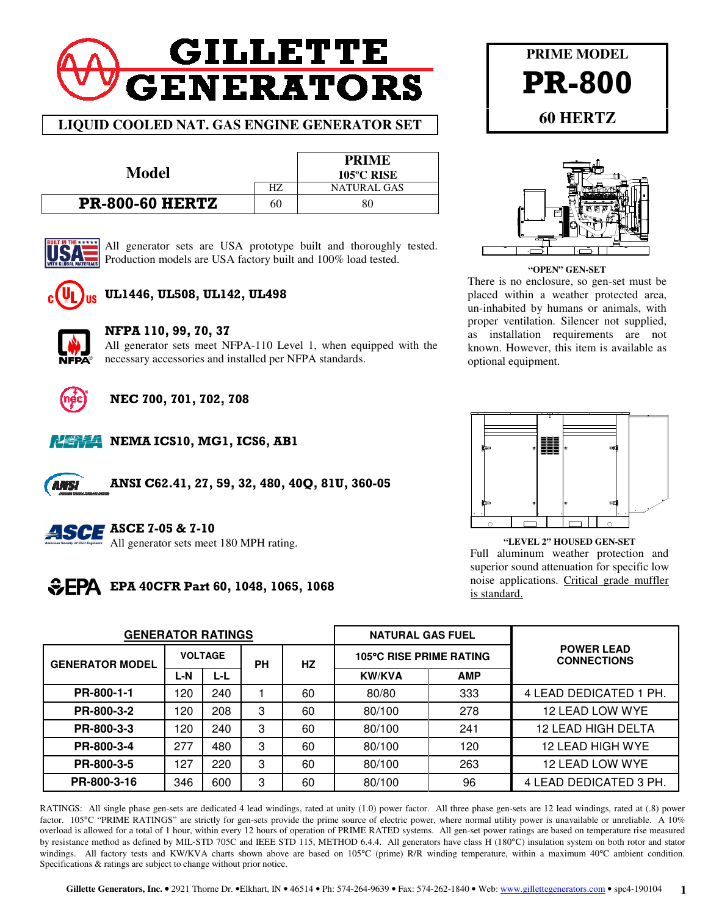# GILLETTE GENERATORS

## LIQUID COOLED NAT. GAS ENGINE GENERATOR SET

**PRIME MODEL**

# PR-800

**60 HERTZ**

| Model | | PRIME 105ºC RISE |
|---|---|---|
| | HZ | NATURAL GAS |
| **PR-800-60 HERTZ** | 60 | 80 |

All generator sets are USA prototype built and thoroughly tested. Production models are USA factory built and 100% load tested.

**UL1446, UL508, UL142, UL498**

**NFPA 110, 99, 70, 37**
All generator sets meet NFPA-110 Level 1, when equipped with the necessary accessories and installed per NFPA standards.

**NEC 700, 701, 702, 708**

**NEMA ICS10, MG1, ICS6, AB1**

**ANSI C62.41, 27, 59, 32, 480, 40Q, 81U, 360-05**

**ASCE 7-05 & 7-10**
All generator sets meet 180 MPH rating.

**EPA 40CFR Part 60, 1048, 1065, 1068**

**"OPEN" GEN-SET**

There is no enclosure, so gen-set must be placed within a weather protected area, un-inhabited by humans or animals, with proper ventilation. Silencer not supplied, as installation requirements are not known. However, this item is available as optional equipment.

**"LEVEL 2" HOUSED GEN-SET**

Full aluminum weather protection and superior sound attenuation for specific low noise applications. Critical grade muffler is standard.

| GENERATOR RATINGS | | | | | NATURAL GAS FUEL | | POWER LEAD CONNECTIONS |
|---|---|---|---|---|---|---|---|
| GENERATOR MODEL | VOLTAGE | | PH | HZ | 105°C RISE PRIME RATING | | |
| | L-N | L-L | | | KW/KVA | AMP | |
| PR-800-1-1 | 120 | 240 | 1 | 60 | 80/80 | 333 | 4 LEAD DEDICATED 1 PH. |
| PR-800-3-2 | 120 | 208 | 3 | 60 | 80/100 | 278 | 12 LEAD LOW WYE |
| PR-800-3-3 | 120 | 240 | 3 | 60 | 80/100 | 241 | 12 LEAD HIGH DELTA |
| PR-800-3-4 | 277 | 480 | 3 | 60 | 80/100 | 120 | 12 LEAD HIGH WYE |
| PR-800-3-5 | 127 | 220 | 3 | 60 | 80/100 | 263 | 12 LEAD LOW WYE |
| PR-800-3-16 | 346 | 600 | 3 | 60 | 80/100 | 96 | 4 LEAD DEDICATED 3 PH. |

RATINGS: All single phase gen-sets are dedicated 4 lead windings, rated at unity (1.0) power factor. All three phase gen-sets are 12 lead windings, rated at (.8) power factor. 105°C "PRIME RATINGS" are strictly for gen-sets provide the prime source of electric power, where normal utility power is unavailable or unreliable. A 10% overload is allowed for a total of 1 hour, within every 12 hours of operation of PRIME RATED systems. All gen-set power ratings are based on temperature rise measured by resistance method as defined by MIL-STD 705C and IEEE STD 115, METHOD 6.4.4. All generators have class H (180°C) insulation system on both rotor and stator windings. All factory tests and KW/KVA charts shown above are based on 105°C (prime) R/R winding temperature, within a maximum 40°C ambient condition. Specifications & ratings are subject to change without prior notice.

Gillette Generators, Inc. • 2921 Thorne Dr. •Elkhart, IN • 46514 • Ph: 574-264-9639 • Fax: 574-262-1840 • Web: www.gillettegenerators.com • spc4-190104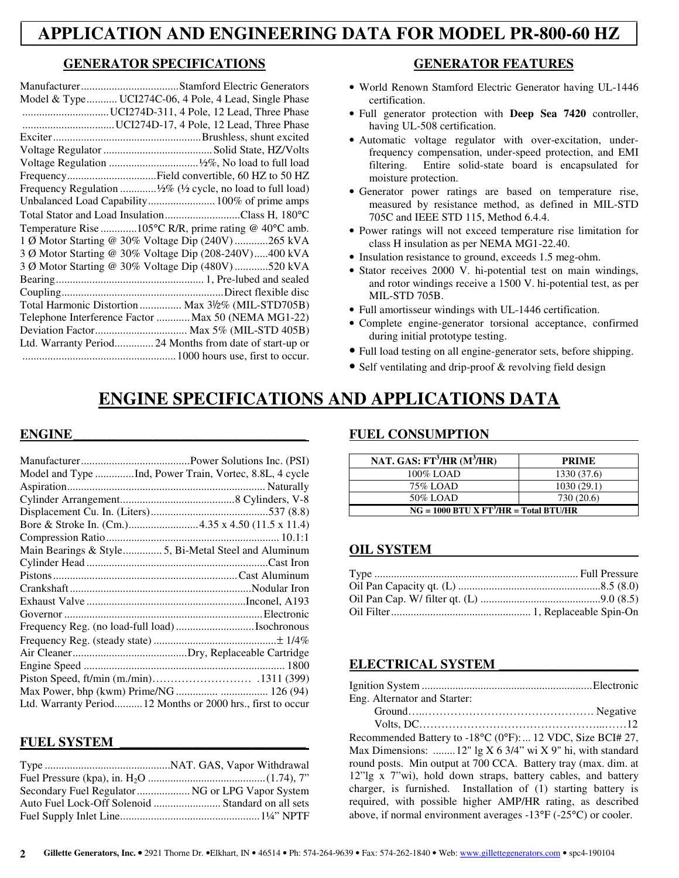# APPLICATION AND ENGINEERING DATA FOR MODEL PR-800-60 HZ

## GENERATOR SPECIFICATIONS

Manufacturer....................................Stamford Electric Generators
Model & Type........... UCI274C-06, 4 Pole, 4 Lead, Single Phase
...............................UCI274D-311, 4 Pole, 12 Lead, Three Phase
.................................UCI274D-17, 4 Pole, 12 Lead, Three Phase
Exciter.....................................................Brushless, shunt excited
Voltage Regulator .......................................Solid State, HZ/Volts
Voltage Regulation ................................½%, No load to full load
Frequency................................Field convertible, 60 HZ to 50 HZ
Frequency Regulation .............½% (½ cycle, no load to full load)
Unbalanced Load Capability........................ 100% of prime amps
Total Stator and Load Insulation...........................Class H, 180°C
Temperature Rise .............105°C R/R, prime rating @ 40°C amb.
1 Ø Motor Starting @ 30% Voltage Dip (240V) ............265 kVA
3 Ø Motor Starting @ 30% Voltage Dip (208-240V).....400 kVA
3 Ø Motor Starting @ 30% Voltage Dip (480V) ............520 kVA
Bearing..................................................... 1, Pre-lubed and sealed
Coupling..........................................................Direct flexible disc
Total Harmonic Distortion ............... Max 3½% (MIL-STD705B)
Telephone Interference Factor ............Max 50 (NEMA MG1-22)
Deviation Factor................................. Max 5% (MIL-STD 405B)
Ltd. Warranty Period.............. 24 Months from date of start-up or
.......................................................1000 hours use, first to occur.

## GENERATOR FEATURES

- World Renown Stamford Electric Generator having UL-1446 certification.
- Full generator protection with **Deep Sea 7420** controller, having UL-508 certification.
- Automatic voltage regulator with over-excitation, under-frequency compensation, under-speed protection, and EMI filtering. Entire solid-state board is encapsulated for moisture protection.
- Generator power ratings are based on temperature rise, measured by resistance method, as defined in MIL-STD 705C and IEEE STD 115, Method 6.4.4.
- Power ratings will not exceed temperature rise limitation for class H insulation as per NEMA MG1-22.40.
- Insulation resistance to ground, exceeds 1.5 meg-ohm.
- Stator receives 2000 V. hi-potential test on main windings, and rotor windings receive a 1500 V. hi-potential test, as per MIL-STD 705B.
- Full amortisseur windings with UL-1446 certification.
- Complete engine-generator torsional acceptance, confirmed during initial prototype testing.
- Full load testing on all engine-generator sets, before shipping.
- Self ventilating and drip-proof & revolving field design

# ENGINE SPECIFICATIONS AND APPLICATIONS DATA

## ENGINE

Manufacturer.......................................Power Solutions Inc. (PSI)
Model and Type ..............Ind, Power Train, Vortec, 8.8L, 4 cycle
Aspiration...................................................................... Naturally
Cylinder Arrangement.........................................8 Cylinders, V-8
Displacement Cu. In. (Liters)..........................................537 (8.8)
Bore & Stroke In. (Cm.).........................4.35 x 4.50 (11.5 x 11.4)
Compression Ratio.............................................................. 10.1:1
Main Bearings & Style.............. 5, Bi-Metal Steel and Aluminum
Cylinder Head .................................................................Cast Iron
Pistons..................................................................Cast Aluminum
Crankshaft .................................................................Nodular Iron
Exhaust Valve .........................................................Inconel, A193
Governor .......................................................................Electronic
Frequency Reg. (no load-full load) ............................Isochronous
Frequency Reg. (steady state) ...........................................± 1/4%
Air Cleaner.........................................Dry, Replaceable Cartridge
Engine Speed ....................................................................... 1800
Piston Speed, ft/min (m./min)……………………… .1311 (399)
Max Power, bhp (kwm) Prime/NG ............... ................. 126 (94)
Ltd. Warranty Period..........12 Months or 2000 hrs., first to occur

## FUEL SYSTEM

Type .............................................NAT. GAS, Vapor Withdrawal
Fuel Pressure (kpa), in. $H_2O$ ..........................................(1.74), 7"
Secondary Fuel Regulator ...................NG or LPG Vapor System
Auto Fuel Lock-Off Solenoid ........................ Standard on all sets
Fuel Supply Inlet Line..................................................1¼" NPTF

## FUEL CONSUMPTION

| NAT. GAS: $FT^3$/HR ($M^3$/HR) | PRIME |
|---|---|
| 100% LOAD | 1330 (37.6) |
| 75% LOAD | 1030 (29.1) |
| 50% LOAD | 730 (20.6) |
| NG = 1000 BTU X $FT^3$/HR = Total BTU/HR | |

## OIL SYSTEM

Type ......................................................................... Full Pressure
Oil Pan Capacity qt. (L) ....................................................8.5 (8.0)
Oil Pan Cap. W/ filter qt. (L) ............................................9.0 (8.5)
Oil Filter.................................................. 1, Replaceable Spin-On

## ELECTRICAL SYSTEM

Ignition System .............................................................Electronic
Eng. Alternator and Starter:
Ground….………………………………………. Negative
Volts, DC…………………………………………...……12

Recommended Battery to -18°C (0°F):... 12 VDC, Size BCI# 27, Max Dimensions: ........12" lg X 6 3/4" wi X 9" hi, with standard round posts. Min output at 700 CCA. Battery tray (max. dim. at 12"lg x 7"wi), hold down straps, battery cables, and battery charger, is furnished. Installation of (1) starting battery is required, with possible higher AMP/HR rating, as described above, if normal environment averages -13°F (-25°C) or cooler.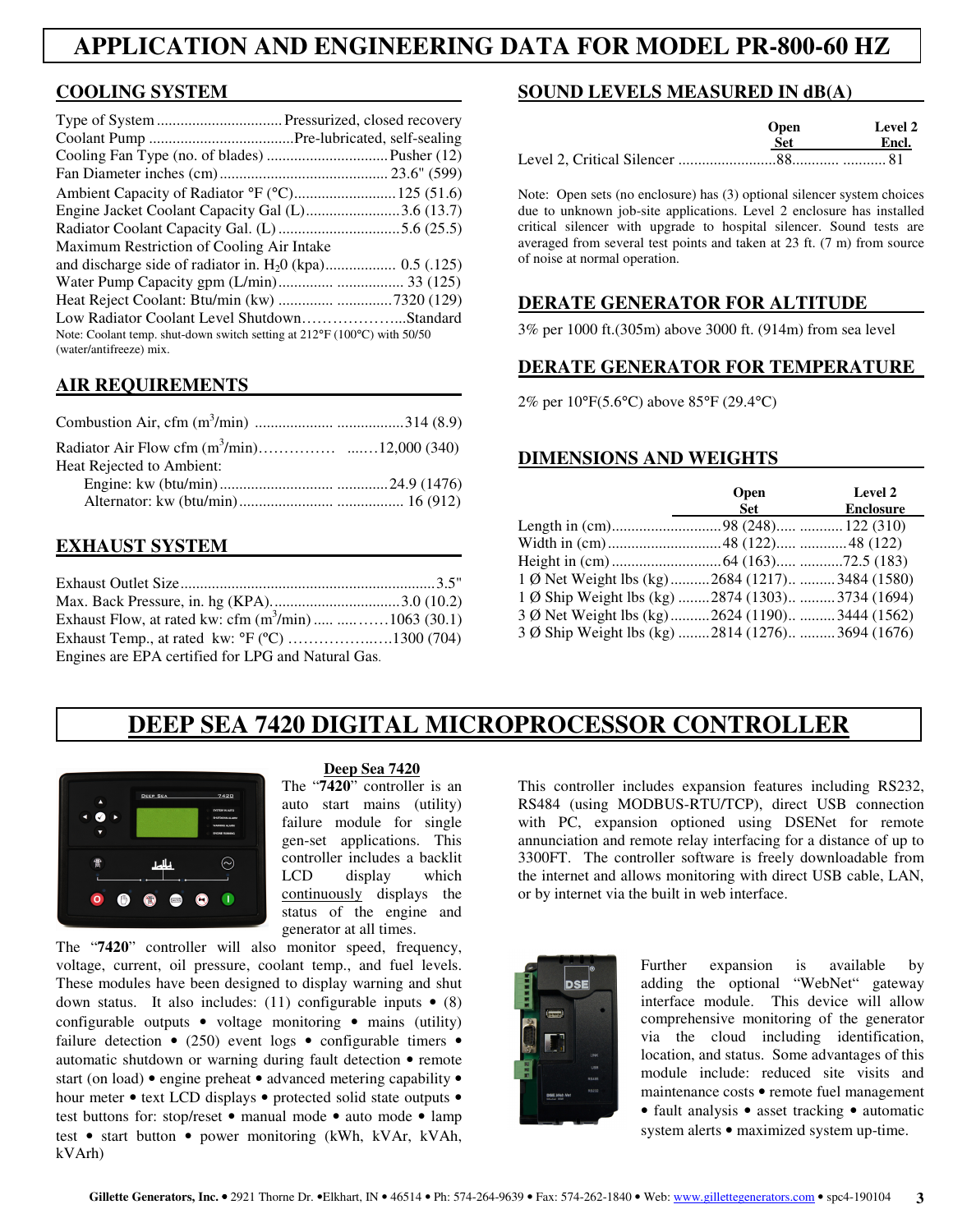# APPLICATION AND ENGINEERING DATA FOR MODEL PR-800-60 HZ

## COOLING SYSTEM

| | |
|---|---|
| Type of System | Pressurized, closed recovery |
| Coolant Pump | Pre-lubricated, self-sealing |
| Cooling Fan Type (no. of blades) | Pusher (12) |
| Fan Diameter inches (cm) | 23.6" (599) |
| Ambient Capacity of Radiator °F (°C) | 125 (51.6) |
| Engine Jacket Coolant Capacity Gal (L) | 3.6 (13.7) |
| Radiator Coolant Capacity Gal. (L) | 5.6 (25.5) |
| Maximum Restriction of Cooling Air Intake and discharge side of radiator in. $H_2O$ (kpa) | 0.5 (.125) |
| Water Pump Capacity gpm (L/min) | 33 (125) |
| Heat Reject Coolant: Btu/min (kw) | 7320 (129) |
| Low Radiator Coolant Level Shutdown | Standard |

Note: Coolant temp. shut-down switch setting at 212°F (100°C) with 50/50 (water/antifreeze) mix.

## AIR REQUIREMENTS

| | |
|---|---|
| Combustion Air, cfm ($m^3$/min) | 314 (8.9) |
| Radiator Air Flow cfm ($m^3$/min) | 12,000 (340) |
| Heat Rejected to Ambient: | |
| Engine: kw (btu/min) | 24.9 (1476) |
| Alternator: kw (btu/min) | 16 (912) |

## EXHAUST SYSTEM

| | |
|---|---|
| Exhaust Outlet Size | 3.5" |
| Max. Back Pressure, in. hg (KPA) | 3.0 (10.2) |
| Exhaust Flow, at rated kw: cfm ($m^3$/min) | 1063 (30.1) |
| Exhaust Temp., at rated kw: °F (°C) | 1300 (704) |

Engines are EPA certified for LPG and Natural Gas.

## SOUND LEVELS MEASURED IN dB(A)

| | Open Set | Level 2 Encl. |
|---|---|---|
| Level 2, Critical Silencer | 88 | 81 |

Note: Open sets (no enclosure) has (3) optional silencer system choices due to unknown job-site applications. Level 2 enclosure has installed critical silencer with upgrade to hospital silencer. Sound tests are averaged from several test points and taken at 23 ft. (7 m) from source of noise at normal operation.

## DERATE GENERATOR FOR ALTITUDE

3% per 1000 ft.(305m) above 3000 ft. (914m) from sea level

## DERATE GENERATOR FOR TEMPERATURE

2% per 10°F(5.6°C) above 85°F (29.4°C)

## DIMENSIONS AND WEIGHTS

| | Open Set | Level 2 Enclosure |
|---|---|---|
| Length in (cm) | 98 (248) | 122 (310) |
| Width in (cm) | 48 (122) | 48 (122) |
| Height in (cm) | 64 (163) | 72.5 (183) |
| 1 Ø Net Weight lbs (kg) | 2684 (1217) | 3484 (1580) |
| 1 Ø Ship Weight lbs (kg) | 2874 (1303) | 3734 (1694) |
| 3 Ø Net Weight lbs (kg) | 2624 (1190) | 3444 (1562) |
| 3 Ø Ship Weight lbs (kg) | 2814 (1276) | 3694 (1676) |

# DEEP SEA 7420 DIGITAL MICROPROCESSOR CONTROLLER

### Deep Sea 7420

The "**7420**" controller is an auto start mains (utility) failure module for single gen-set applications. This controller includes a backlit LCD display which continuously displays the status of the engine and generator at all times.

The "7420" controller will also monitor speed, frequency, voltage, current, oil pressure, coolant temp., and fuel levels. These modules have been designed to display warning and shut down status. It also includes: (11) configurable inputs • (8) configurable outputs • voltage monitoring • mains (utility) failure detection • (250) event logs • configurable timers • automatic shutdown or warning during fault detection • remote start (on load) • engine preheat • advanced metering capability • hour meter • text LCD displays • protected solid state outputs • test buttons for: stop/reset • manual mode • auto mode • lamp test • start button • power monitoring (kWh, kVAr, kVAh, kVArh)

This controller includes expansion features including RS232, RS484 (using MODBUS-RTU/TCP), direct USB connection with PC, expansion optioned using DSENet for remote annunciation and remote relay interfacing for a distance of up to 3300FT. The controller software is freely downloadable from the internet and allows monitoring with direct USB cable, LAN, or by internet via the built in web interface.

Further expansion is available by adding the optional "WebNet" gateway interface module. This device will allow comprehensive monitoring of the generator via the cloud including identification, location, and status. Some advantages of this module include: reduced site visits and maintenance costs • remote fuel management • fault analysis • asset tracking • automatic system alerts • maximized system up-time.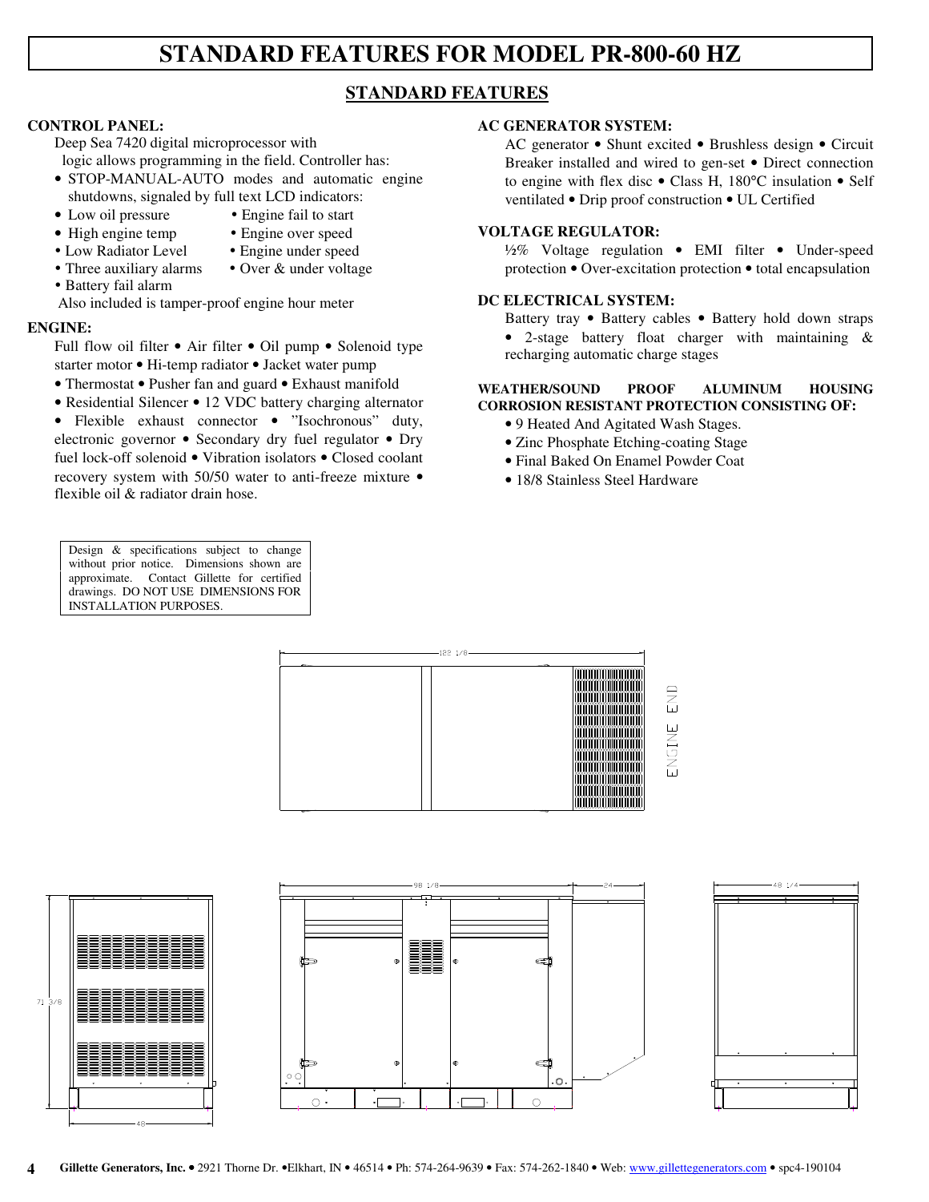# STANDARD FEATURES FOR MODEL PR-800-60 HZ

## STANDARD FEATURES

**CONTROL PANEL:**

Deep Sea 7420 digital microprocessor with logic allows programming in the field. Controller has:

- STOP-MANUAL-AUTO modes and automatic engine shutdowns, signaled by full text LCD indicators:
- Low oil pressure
- Engine fail to start
- High engine temp
- Engine over speed
- Low Radiator Level
- Engine under speed
- Three auxiliary alarms
- Over & under voltage
- Battery fail alarm

Also included is tamper-proof engine hour meter

**ENGINE:**

Full flow oil filter • Air filter • Oil pump • Solenoid type starter motor • Hi-temp radiator • Jacket water pump • Thermostat • Pusher fan and guard • Exhaust manifold • Residential Silencer • 12 VDC battery charging alternator • Flexible exhaust connector • "Isochronous" duty, electronic governor • Secondary dry fuel regulator • Dry fuel lock-off solenoid • Vibration isolators • Closed coolant recovery system with 50/50 water to anti-freeze mixture • flexible oil & radiator drain hose.

**AC GENERATOR SYSTEM:**

AC generator • Shunt excited • Brushless design • Circuit Breaker installed and wired to gen-set • Direct connection to engine with flex disc • Class H, 180°C insulation • Self ventilated • Drip proof construction • UL Certified

**VOLTAGE REGULATOR:**

½% Voltage regulation • EMI filter • Under-speed protection • Over-excitation protection • total encapsulation

**DC ELECTRICAL SYSTEM:**

Battery tray • Battery cables • Battery hold down straps • 2-stage battery float charger with maintaining & recharging automatic charge stages

**WEATHER/SOUND PROOF ALUMINUM HOUSING CORROSION RESISTANT PROTECTION CONSISTING OF:**

- 9 Heated And Agitated Wash Stages.
- Zinc Phosphate Etching-coating Stage
- Final Baked On Enamel Powder Coat
- 18/8 Stainless Steel Hardware

Design & specifications subject to change without prior notice. Dimensions shown are approximate. Contact Gillette for certified drawings. DO NOT USE DIMENSIONS FOR INSTALLATION PURPOSES.

122 1/8

ENGINE END

71 3/8

48

98 1/8

24

48 1/4

**Gillette Generators, Inc.** • 2921 Thorne Dr. •Elkhart, IN • 46514 • Ph: 574-264-9639 • Fax: 574-262-1840 • Web: www.gillettegenerators.com • spc4-190104